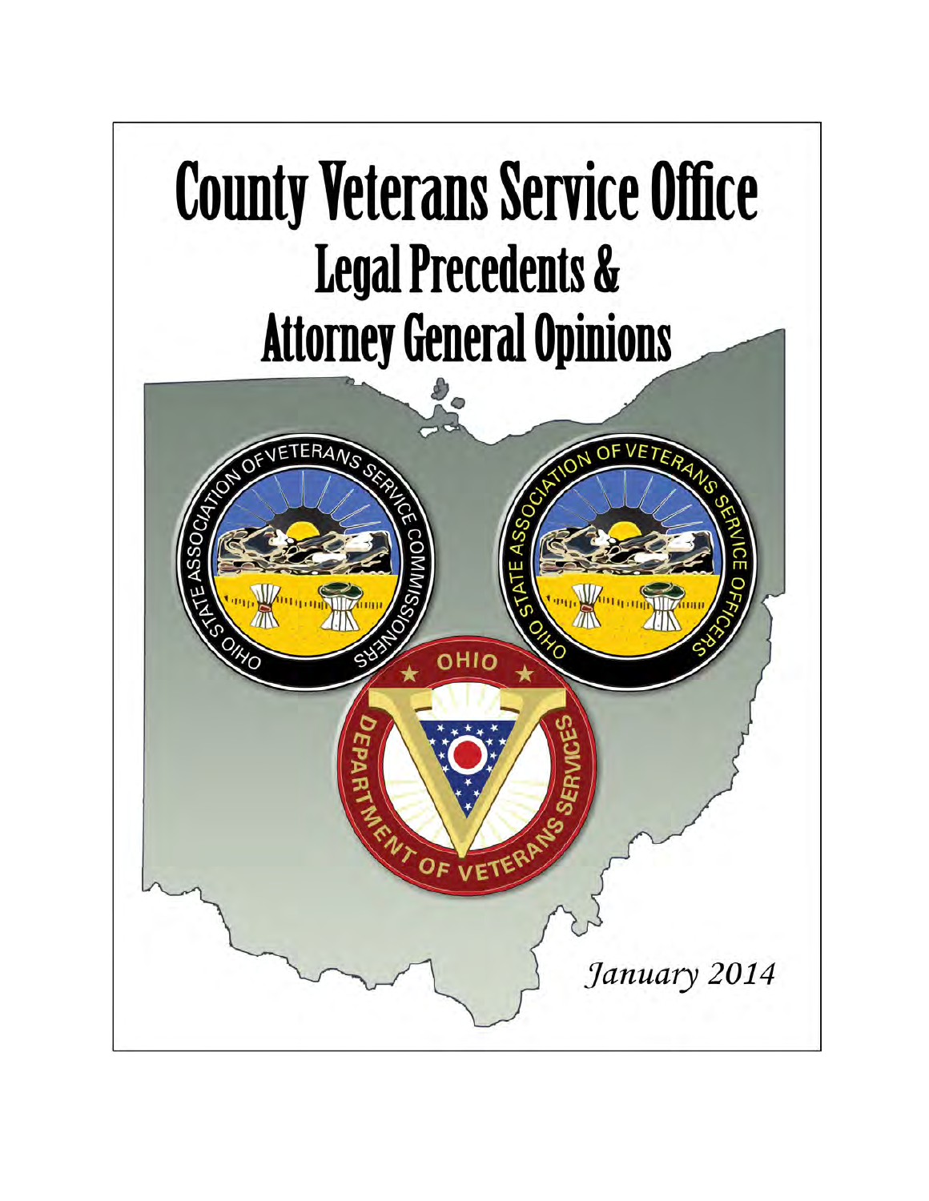# County Veterans Service Office

## Legal Precedents & Attorney General Opinions

*January 2014*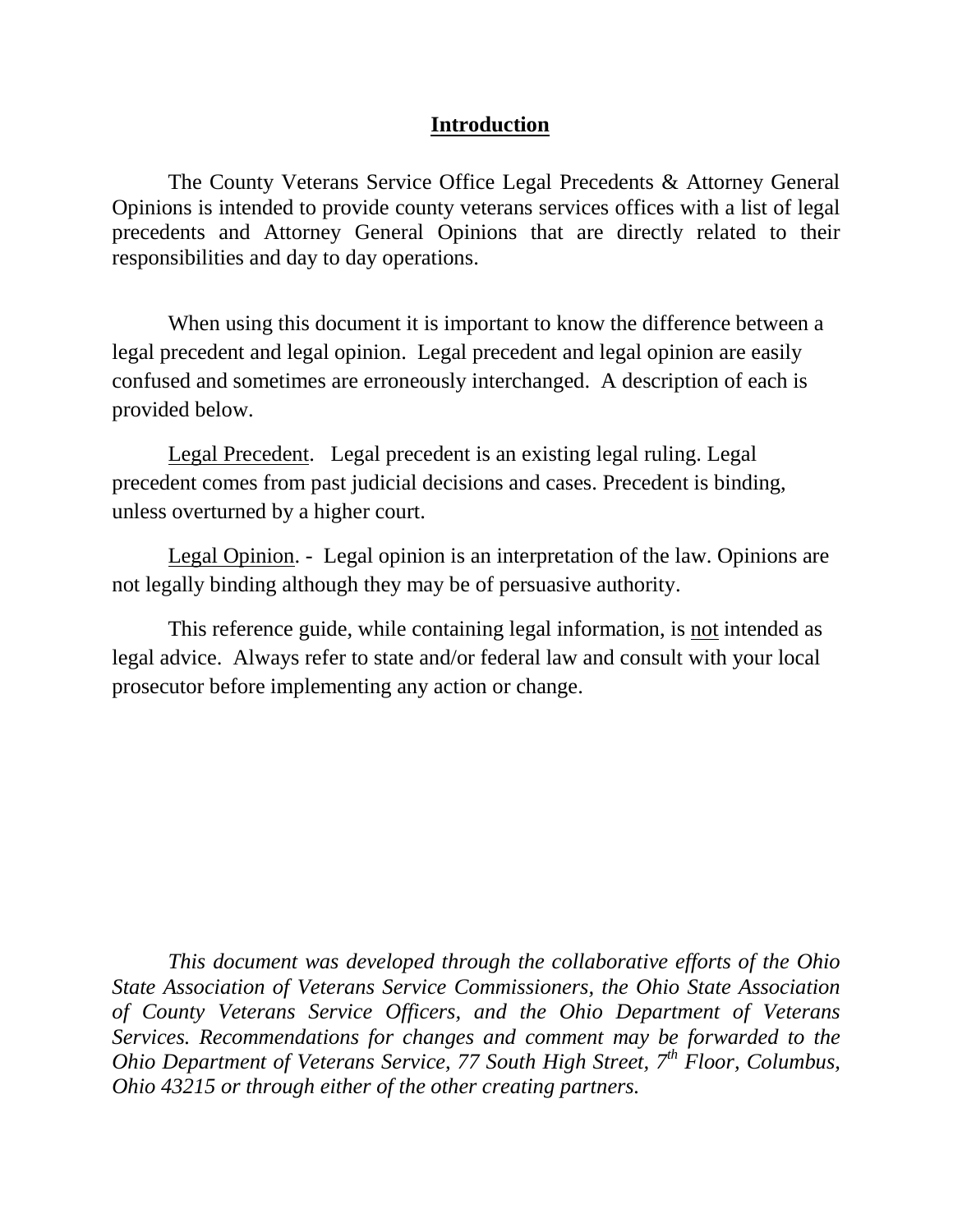## Introduction

The County Veterans Service Office Legal Precedents & Attorney General Opinions is intended to provide county veterans services offices with a list of legal precedents and Attorney General Opinions that are directly related to their responsibilities and day to day operations.

When using this document it is important to know the difference between a legal precedent and legal opinion. Legal precedent and legal opinion are easily confused and sometimes are erroneously interchanged. A description of each is provided below.

Legal Precedent. Legal precedent is an existing legal ruling. Legal precedent comes from past judicial decisions and cases. Precedent is binding, unless overturned by a higher court.

Legal Opinion. - Legal opinion is an interpretation of the law. Opinions are not legally binding although they may be of persuasive authority.

This reference guide, while containing legal information, is not intended as legal advice. Always refer to state and/or federal law and consult with your local prosecutor before implementing any action or change.

*This document was developed through the collaborative efforts of the Ohio State Association of Veterans Service Commissioners, the Ohio State Association of County Veterans Service Officers, and the Ohio Department of Veterans Services. Recommendations for changes and comment may be forwarded to the Ohio Department of Veterans Service, 77 South High Street, 7th Floor, Columbus, Ohio 43215 or through either of the other creating partners.*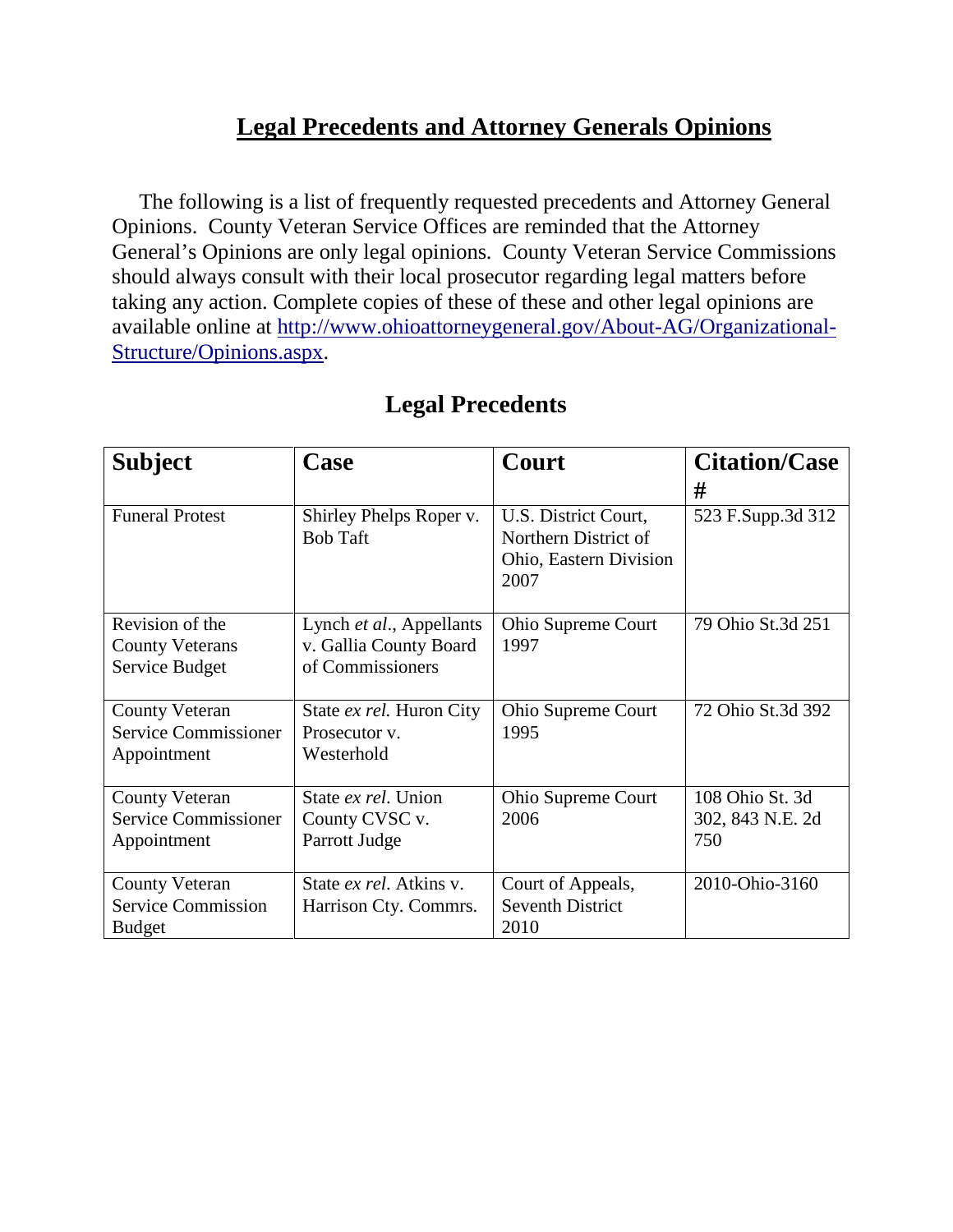## Legal Precedents and Attorney Generals Opinions

The following is a list of frequently requested precedents and Attorney General Opinions. County Veteran Service Offices are reminded that the Attorney General's Opinions are only legal opinions. County Veteran Service Commissions should always consult with their local prosecutor regarding legal matters before taking any action. Complete copies of these of these and other legal opinions are available online at [http://www.ohioattorneygeneral.gov/About-AG/Organizational-Structure/Opinions.aspx](http://www.ohioattorneygeneral.gov/About-AG/Organizational-Structure/Opinions.aspx).

## Legal Precedents

| Subject | Case | Court | Citation/Case # |
|---|---|---|---|
| Funeral Protest | Shirley Phelps Roper v. Bob Taft | U.S. District Court, Northern District of Ohio, Eastern Division 2007 | 523 F.Supp.3d 312 |
| Revision of the County Veterans Service Budget | Lynch *et al*., Appellants v. Gallia County Board of Commissioners | Ohio Supreme Court 1997 | 79 Ohio St.3d 251 |
| County Veteran Service Commissioner Appointment | State *ex rel.* Huron City Prosecutor v. Westerhold | Ohio Supreme Court 1995 | 72 Ohio St.3d 392 |
| County Veteran Service Commissioner Appointment | State *ex rel*. Union County CVSC v. Parrott Judge | Ohio Supreme Court 2006 | 108 Ohio St. 3d 302, 843 N.E. 2d 750 |
| County Veteran Service Commission Budget | State *ex rel*. Atkins v. Harrison Cty. Commrs. | Court of Appeals, Seventh District 2010 | 2010-Ohio-3160 |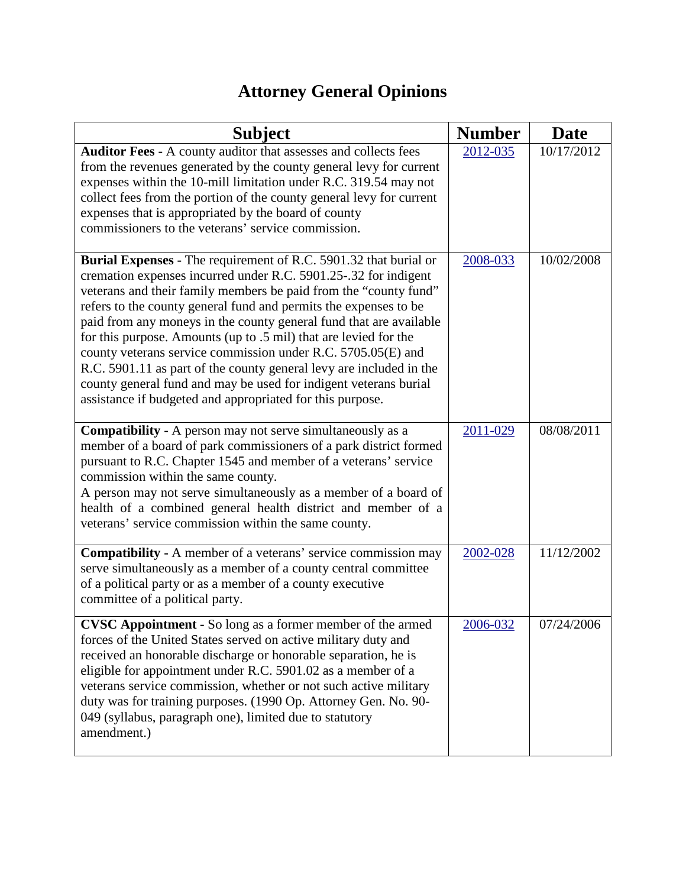# Attorney General Opinions

| Subject | Number | Date |
|---|---|---|
| **Auditor Fees -** A county auditor that assesses and collects fees from the revenues generated by the county general levy for current expenses within the 10-mill limitation under R.C. 319.54 may not collect fees from the portion of the county general levy for current expenses that is appropriated by the board of county commissioners to the veterans' service commission. | 2012-035 | 10/17/2012 |
| **Burial Expenses -** The requirement of R.C. 5901.32 that burial or cremation expenses incurred under R.C. 5901.25-.32 for indigent veterans and their family members be paid from the "county fund" refers to the county general fund and permits the expenses to be paid from any moneys in the county general fund that are available for this purpose. Amounts (up to .5 mil) that are levied for the county veterans service commission under R.C. 5705.05(E) and R.C. 5901.11 as part of the county general levy are included in the county general fund and may be used for indigent veterans burial assistance if budgeted and appropriated for this purpose. | 2008-033 | 10/02/2008 |
| **Compatibility -** A person may not serve simultaneously as a member of a board of park commissioners of a park district formed pursuant to R.C. Chapter 1545 and member of a veterans' service commission within the same county. A person may not serve simultaneously as a member of a board of health of a combined general health district and member of a veterans' service commission within the same county. | 2011-029 | 08/08/2011 |
| **Compatibility -** A member of a veterans' service commission may serve simultaneously as a member of a county central committee of a political party or as a member of a county executive committee of a political party. | 2002-028 | 11/12/2002 |
| **CVSC Appointment -** So long as a former member of the armed forces of the United States served on active military duty and received an honorable discharge or honorable separation, he is eligible for appointment under R.C. 5901.02 as a member of a veterans service commission, whether or not such active military duty was for training purposes. (1990 Op. Attorney Gen. No. 90-049 (syllabus, paragraph one), limited due to statutory amendment.) | 2006-032 | 07/24/2006 |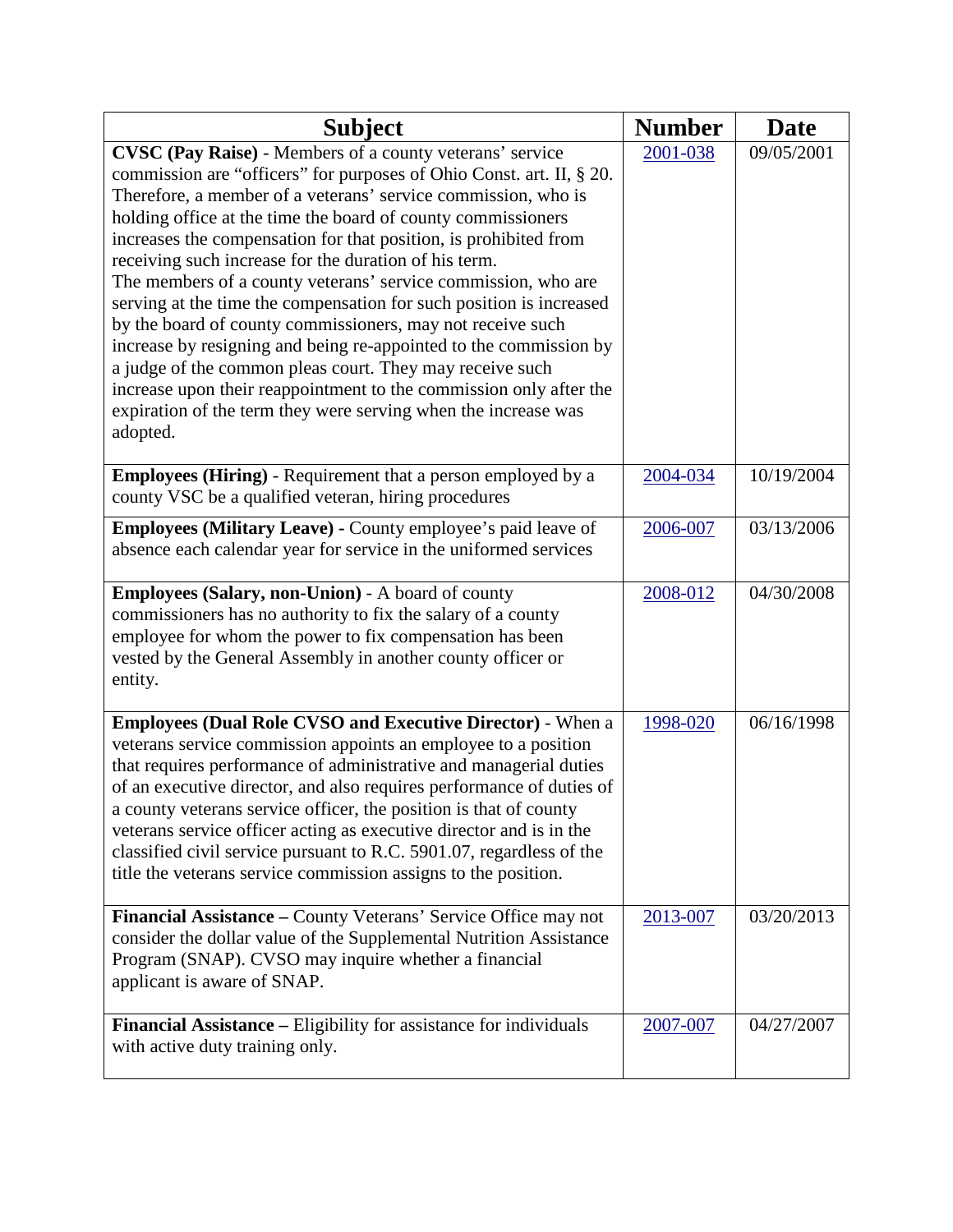| Subject | Number | Date |
|---|---|---|
| **CVSC (Pay Raise)** - Members of a county veterans' service commission are "officers" for purposes of Ohio Const. art. II, § 20. Therefore, a member of a veterans' service commission, who is holding office at the time the board of county commissioners increases the compensation for that position, is prohibited from receiving such increase for the duration of his term. The members of a county veterans' service commission, who are serving at the time the compensation for such position is increased by the board of county commissioners, may not receive such increase by resigning and being re-appointed to the commission by a judge of the common pleas court. They may receive such increase upon their reappointment to the commission only after the expiration of the term they were serving when the increase was adopted. | 2001-038 | 09/05/2001 |
| **Employees (Hiring)** - Requirement that a person employed by a county VSC be a qualified veteran, hiring procedures | 2004-034 | 10/19/2004 |
| **Employees (Military Leave) -** County employee's paid leave of absence each calendar year for service in the uniformed services | 2006-007 | 03/13/2006 |
| **Employees (Salary, non-Union)** - A board of county commissioners has no authority to fix the salary of a county employee for whom the power to fix compensation has been vested by the General Assembly in another county officer or entity. | 2008-012 | 04/30/2008 |
| **Employees (Dual Role CVSO and Executive Director)** - When a veterans service commission appoints an employee to a position that requires performance of administrative and managerial duties of an executive director, and also requires performance of duties of a county veterans service officer, the position is that of county veterans service officer acting as executive director and is in the classified civil service pursuant to R.C. 5901.07, regardless of the title the veterans service commission assigns to the position. | 1998-020 | 06/16/1998 |
| **Financial Assistance –** County Veterans' Service Office may not consider the dollar value of the Supplemental Nutrition Assistance Program (SNAP). CVSO may inquire whether a financial applicant is aware of SNAP. | 2013-007 | 03/20/2013 |
| **Financial Assistance –** Eligibility for assistance for individuals with active duty training only. | 2007-007 | 04/27/2007 |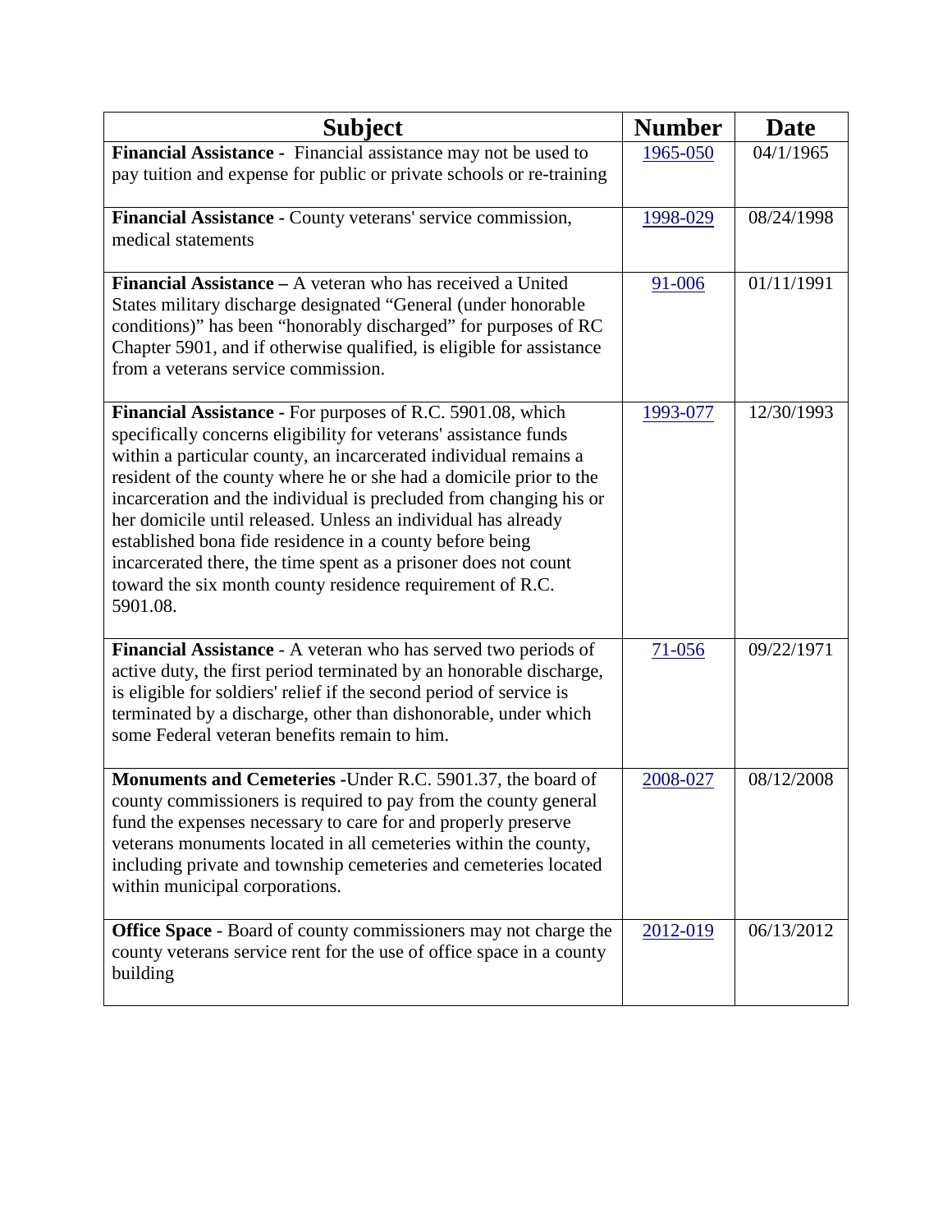| Subject | Number | Date |
|---|---|---|
| **Financial Assistance -** Financial assistance may not be used to pay tuition and expense for public or private schools or re-training | 1965-050 | 04/1/1965 |
| **Financial Assistance -** County veterans' service commission, medical statements | 1998-029 | 08/24/1998 |
| **Financial Assistance –** A veteran who has received a United States military discharge designated "General (under honorable conditions)" has been "honorably discharged" for purposes of RC Chapter 5901, and if otherwise qualified, is eligible for assistance from a veterans service commission. | 91-006 | 01/11/1991 |
| **Financial Assistance -** For purposes of R.C. 5901.08, which specifically concerns eligibility for veterans' assistance funds within a particular county, an incarcerated individual remains a resident of the county where he or she had a domicile prior to the incarceration and the individual is precluded from changing his or her domicile until released. Unless an individual has already established bona fide residence in a county before being incarcerated there, the time spent as a prisoner does not count toward the six month county residence requirement of R.C. 5901.08. | 1993-077 | 12/30/1993 |
| **Financial Assistance -** A veteran who has served two periods of active duty, the first period terminated by an honorable discharge, is eligible for soldiers' relief if the second period of service is terminated by a discharge, other than dishonorable, under which some Federal veteran benefits remain to him. | 71-056 | 09/22/1971 |
| **Monuments and Cemeteries -**Under R.C. 5901.37, the board of county commissioners is required to pay from the county general fund the expenses necessary to care for and properly preserve veterans monuments located in all cemeteries within the county, including private and township cemeteries and cemeteries located within municipal corporations. | 2008-027 | 08/12/2008 |
| **Office Space** - Board of county commissioners may not charge the county veterans service rent for the use of office space in a county building | 2012-019 | 06/13/2012 |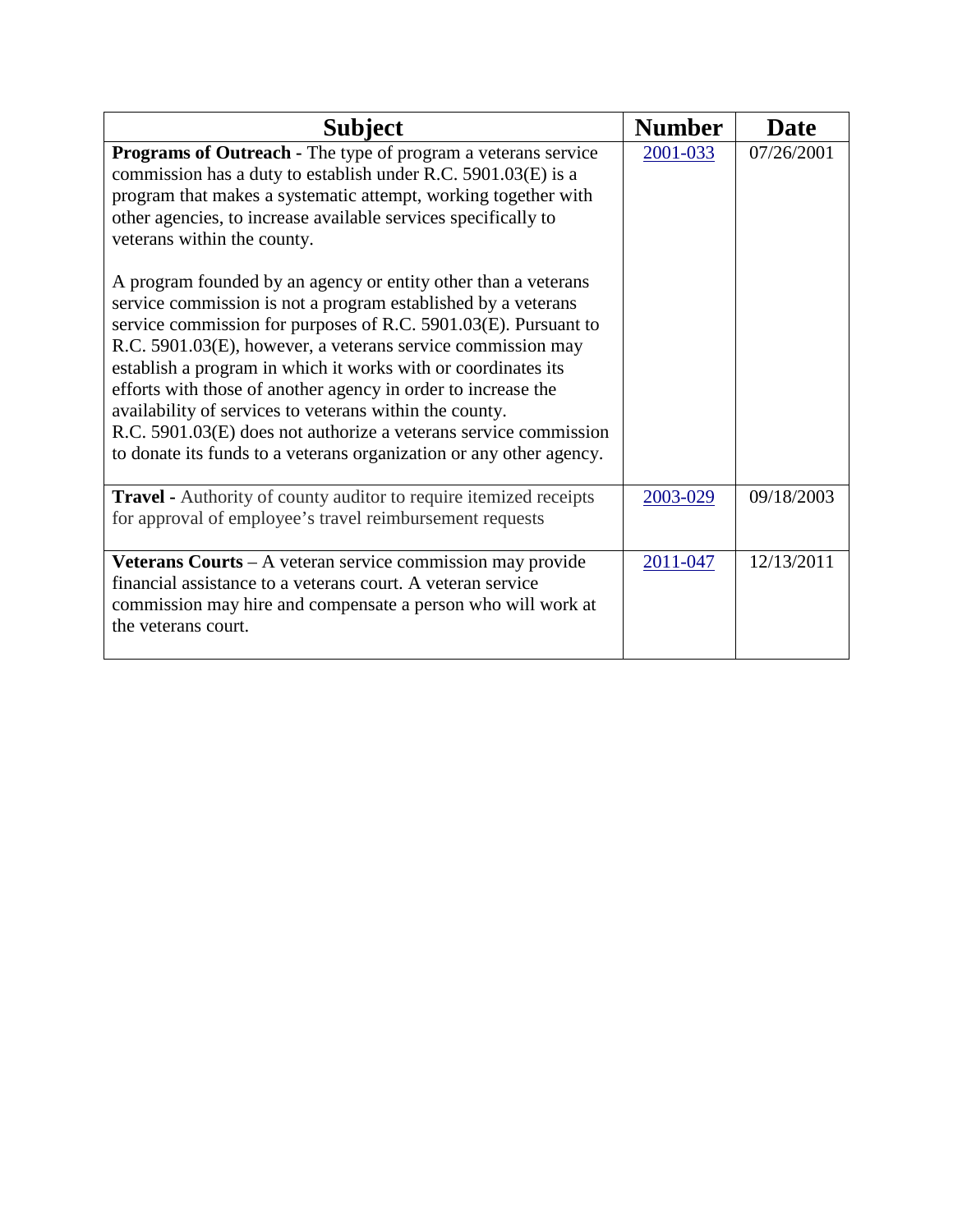| Subject | Number | Date |
|---|---|---|
| **Programs of Outreach -** The type of program a veterans service commission has a duty to establish under R.C. 5901.03(E) is a program that makes a systematic attempt, working together with other agencies, to increase available services specifically to veterans within the county.<br><br>A program founded by an agency or entity other than a veterans service commission is not a program established by a veterans service commission for purposes of R.C. 5901.03(E). Pursuant to R.C. 5901.03(E), however, a veterans service commission may establish a program in which it works with or coordinates its efforts with those of another agency in order to increase the availability of services to veterans within the county.<br>R.C. 5901.03(E) does not authorize a veterans service commission to donate its funds to a veterans organization or any other agency. | 2001-033 | 07/26/2001 |
| **Travel -** Authority of county auditor to require itemized receipts for approval of employee's travel reimbursement requests | 2003-029 | 09/18/2003 |
| **Veterans Courts** – A veteran service commission may provide financial assistance to a veterans court. A veteran service commission may hire and compensate a person who will work at the veterans court. | 2011-047 | 12/13/2011 |